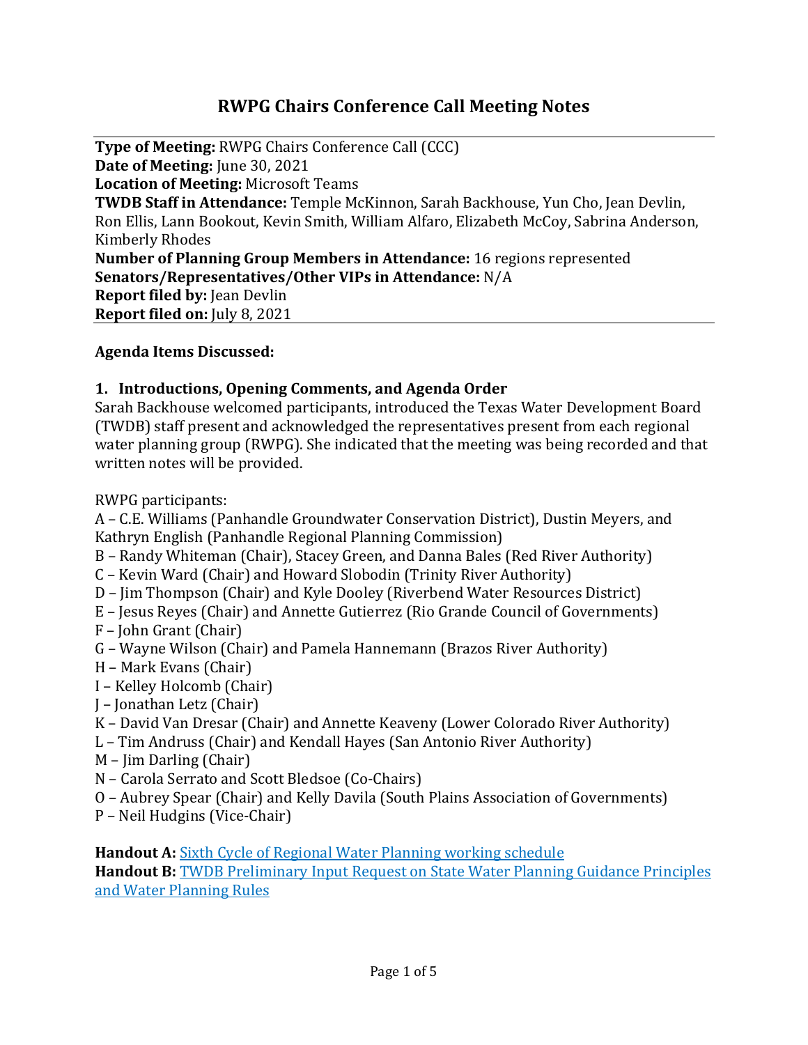# RWPG Chairs Conference Call Meeting Notes

**Type of Meeting:** RWPG Chairs Conference Call (CCC)
**Date of Meeting:** June 30, 2021
**Location of Meeting:** Microsoft Teams
**TWDB Staff in Attendance:** Temple McKinnon, Sarah Backhouse, Yun Cho, Jean Devlin, Ron Ellis, Lann Bookout, Kevin Smith, William Alfaro, Elizabeth McCoy, Sabrina Anderson, Kimberly Rhodes
**Number of Planning Group Members in Attendance:** 16 regions represented
**Senators/Representatives/Other VIPs in Attendance:** N/A
**Report filed by:** Jean Devlin
**Report filed on:** July 8, 2021

**Agenda Items Discussed:**

**1. Introductions, Opening Comments, and Agenda Order**

Sarah Backhouse welcomed participants, introduced the Texas Water Development Board (TWDB) staff present and acknowledged the representatives present from each regional water planning group (RWPG). She indicated that the meeting was being recorded and that written notes will be provided.

RWPG participants:
A – C.E. Williams (Panhandle Groundwater Conservation District), Dustin Meyers, and Kathryn English (Panhandle Regional Planning Commission)
B – Randy Whiteman (Chair), Stacey Green, and Danna Bales (Red River Authority)
C – Kevin Ward (Chair) and Howard Slobodin (Trinity River Authority)
D – Jim Thompson (Chair) and Kyle Dooley (Riverbend Water Resources District)
E – Jesus Reyes (Chair) and Annette Gutierrez (Rio Grande Council of Governments)
F – John Grant (Chair)
G – Wayne Wilson (Chair) and Pamela Hannemann (Brazos River Authority)
H – Mark Evans (Chair)
I – Kelley Holcomb (Chair)
J – Jonathan Letz (Chair)
K – David Van Dresar (Chair) and Annette Keaveny (Lower Colorado River Authority)
L – Tim Andruss (Chair) and Kendall Hayes (San Antonio River Authority)
M – Jim Darling (Chair)
N – Carola Serrato and Scott Bledsoe (Co-Chairs)
O – Aubrey Spear (Chair) and Kelly Davila (South Plains Association of Governments)
P – Neil Hudgins (Vice-Chair)

**Handout A:** Sixth Cycle of Regional Water Planning working schedule
**Handout B:** TWDB Preliminary Input Request on State Water Planning Guidance Principles and Water Planning Rules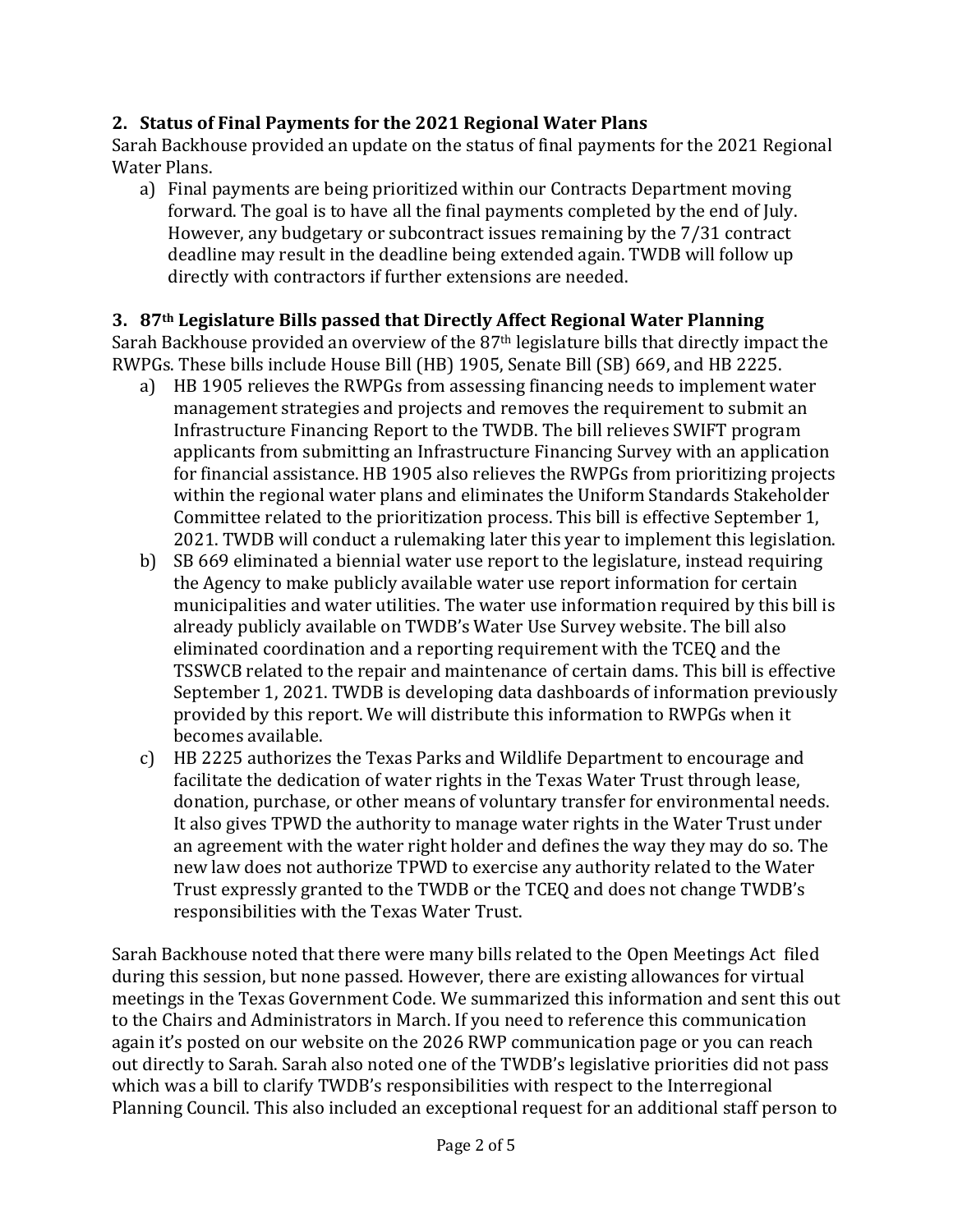**2. Status of Final Payments for the 2021 Regional Water Plans**

Sarah Backhouse provided an update on the status of final payments for the 2021 Regional Water Plans.

a) Final payments are being prioritized within our Contracts Department moving forward. The goal is to have all the final payments completed by the end of July. However, any budgetary or subcontract issues remaining by the 7/31 contract deadline may result in the deadline being extended again. TWDB will follow up directly with contractors if further extensions are needed.

**3. 87th Legislature Bills passed that Directly Affect Regional Water Planning**

Sarah Backhouse provided an overview of the 87th legislature bills that directly impact the RWPGs. These bills include House Bill (HB) 1905, Senate Bill (SB) 669, and HB 2225.

a) HB 1905 relieves the RWPGs from assessing financing needs to implement water management strategies and projects and removes the requirement to submit an Infrastructure Financing Report to the TWDB. The bill relieves SWIFT program applicants from submitting an Infrastructure Financing Survey with an application for financial assistance. HB 1905 also relieves the RWPGs from prioritizing projects within the regional water plans and eliminates the Uniform Standards Stakeholder Committee related to the prioritization process. This bill is effective September 1, 2021. TWDB will conduct a rulemaking later this year to implement this legislation.

b) SB 669 eliminated a biennial water use report to the legislature, instead requiring the Agency to make publicly available water use report information for certain municipalities and water utilities. The water use information required by this bill is already publicly available on TWDB's Water Use Survey website. The bill also eliminated coordination and a reporting requirement with the TCEQ and the TSSWCB related to the repair and maintenance of certain dams. This bill is effective September 1, 2021. TWDB is developing data dashboards of information previously provided by this report. We will distribute this information to RWPGs when it becomes available.

c) HB 2225 authorizes the Texas Parks and Wildlife Department to encourage and facilitate the dedication of water rights in the Texas Water Trust through lease, donation, purchase, or other means of voluntary transfer for environmental needs. It also gives TPWD the authority to manage water rights in the Water Trust under an agreement with the water right holder and defines the way they may do so. The new law does not authorize TPWD to exercise any authority related to the Water Trust expressly granted to the TWDB or the TCEQ and does not change TWDB's responsibilities with the Texas Water Trust.

Sarah Backhouse noted that there were many bills related to the Open Meetings Act filed during this session, but none passed. However, there are existing allowances for virtual meetings in the Texas Government Code. We summarized this information and sent this out to the Chairs and Administrators in March. If you need to reference this communication again it's posted on our website on the 2026 RWP communication page or you can reach out directly to Sarah. Sarah also noted one of the TWDB's legislative priorities did not pass which was a bill to clarify TWDB's responsibilities with respect to the Interregional Planning Council. This also included an exceptional request for an additional staff person to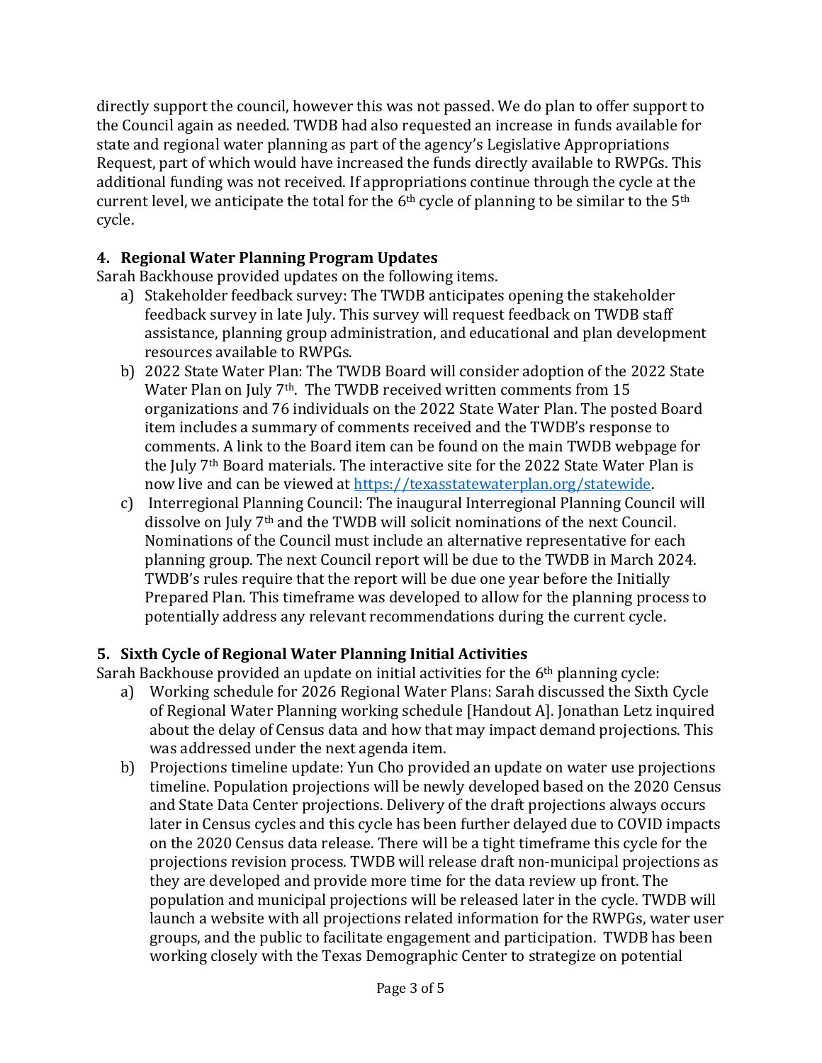directly support the council, however this was not passed. We do plan to offer support to the Council again as needed. TWDB had also requested an increase in funds available for state and regional water planning as part of the agency's Legislative Appropriations Request, part of which would have increased the funds directly available to RWPGs. This additional funding was not received. If appropriations continue through the cycle at the current level, we anticipate the total for the 6th cycle of planning to be similar to the 5th cycle.

### 4. Regional Water Planning Program Updates

Sarah Backhouse provided updates on the following items.

a) Stakeholder feedback survey: The TWDB anticipates opening the stakeholder feedback survey in late July. This survey will request feedback on TWDB staff assistance, planning group administration, and educational and plan development resources available to RWPGs.
b) 2022 State Water Plan: The TWDB Board will consider adoption of the 2022 State Water Plan on July 7th. The TWDB received written comments from 15 organizations and 76 individuals on the 2022 State Water Plan. The posted Board item includes a summary of comments received and the TWDB's response to comments. A link to the Board item can be found on the main TWDB webpage for the July 7th Board materials. The interactive site for the 2022 State Water Plan is now live and can be viewed at [https://texasstatewaterplan.org/statewide](https://texasstatewaterplan.org/statewide).
c) Interregional Planning Council: The inaugural Interregional Planning Council will dissolve on July 7th and the TWDB will solicit nominations of the next Council. Nominations of the Council must include an alternative representative for each planning group. The next Council report will be due to the TWDB in March 2024. TWDB's rules require that the report will be due one year before the Initially Prepared Plan. This timeframe was developed to allow for the planning process to potentially address any relevant recommendations during the current cycle.

### 5. Sixth Cycle of Regional Water Planning Initial Activities

Sarah Backhouse provided an update on initial activities for the 6th planning cycle:

a) Working schedule for 2026 Regional Water Plans: Sarah discussed the Sixth Cycle of Regional Water Planning working schedule [Handout A]. Jonathan Letz inquired about the delay of Census data and how that may impact demand projections. This was addressed under the next agenda item.
b) Projections timeline update: Yun Cho provided an update on water use projections timeline. Population projections will be newly developed based on the 2020 Census and State Data Center projections. Delivery of the draft projections always occurs later in Census cycles and this cycle has been further delayed due to COVID impacts on the 2020 Census data release. There will be a tight timeframe this cycle for the projections revision process. TWDB will release draft non-municipal projections as they are developed and provide more time for the data review up front. The population and municipal projections will be released later in the cycle. TWDB will launch a website with all projections related information for the RWPGs, water user groups, and the public to facilitate engagement and participation. TWDB has been working closely with the Texas Demographic Center to strategize on potential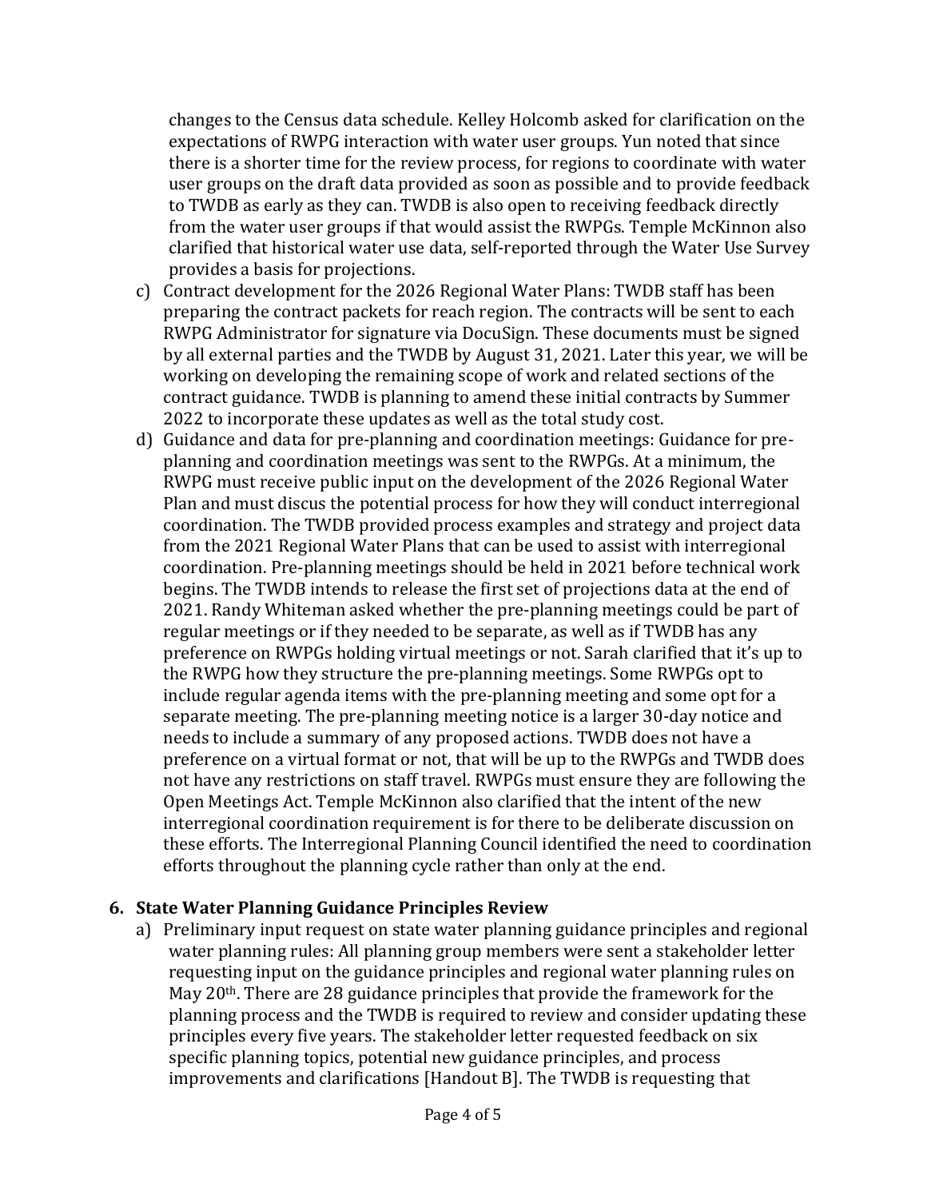changes to the Census data schedule. Kelley Holcomb asked for clarification on the expectations of RWPG interaction with water user groups. Yun noted that since there is a shorter time for the review process, for regions to coordinate with water user groups on the draft data provided as soon as possible and to provide feedback to TWDB as early as they can. TWDB is also open to receiving feedback directly from the water user groups if that would assist the RWPGs. Temple McKinnon also clarified that historical water use data, self-reported through the Water Use Survey provides a basis for projections.

c) Contract development for the 2026 Regional Water Plans: TWDB staff has been preparing the contract packets for reach region. The contracts will be sent to each RWPG Administrator for signature via DocuSign. These documents must be signed by all external parties and the TWDB by August 31, 2021. Later this year, we will be working on developing the remaining scope of work and related sections of the contract guidance. TWDB is planning to amend these initial contracts by Summer 2022 to incorporate these updates as well as the total study cost.

d) Guidance and data for pre-planning and coordination meetings: Guidance for pre-planning and coordination meetings was sent to the RWPGs. At a minimum, the RWPG must receive public input on the development of the 2026 Regional Water Plan and must discus the potential process for how they will conduct interregional coordination. The TWDB provided process examples and strategy and project data from the 2021 Regional Water Plans that can be used to assist with interregional coordination. Pre-planning meetings should be held in 2021 before technical work begins. The TWDB intends to release the first set of projections data at the end of 2021. Randy Whiteman asked whether the pre-planning meetings could be part of regular meetings or if they needed to be separate, as well as if TWDB has any preference on RWPGs holding virtual meetings or not. Sarah clarified that it's up to the RWPG how they structure the pre-planning meetings. Some RWPGs opt to include regular agenda items with the pre-planning meeting and some opt for a separate meeting. The pre-planning meeting notice is a larger 30-day notice and needs to include a summary of any proposed actions. TWDB does not have a preference on a virtual format or not, that will be up to the RWPGs and TWDB does not have any restrictions on staff travel. RWPGs must ensure they are following the Open Meetings Act. Temple McKinnon also clarified that the intent of the new interregional coordination requirement is for there to be deliberate discussion on these efforts. The Interregional Planning Council identified the need to coordination efforts throughout the planning cycle rather than only at the end.

## 6. State Water Planning Guidance Principles Review

a) Preliminary input request on state water planning guidance principles and regional water planning rules: All planning group members were sent a stakeholder letter requesting input on the guidance principles and regional water planning rules on May 20th. There are 28 guidance principles that provide the framework for the planning process and the TWDB is required to review and consider updating these principles every five years. The stakeholder letter requested feedback on six specific planning topics, potential new guidance principles, and process improvements and clarifications [Handout B]. The TWDB is requesting that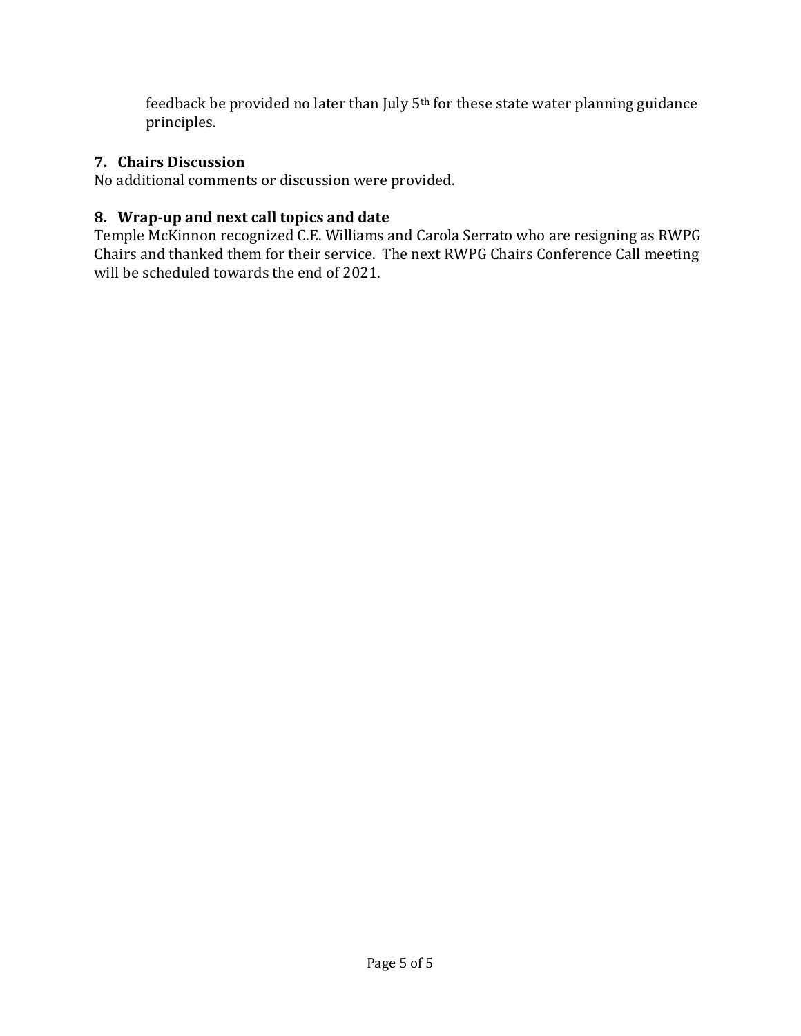feedback be provided no later than July 5th for these state water planning guidance principles.

## 7. Chairs Discussion

No additional comments or discussion were provided.

## 8. Wrap-up and next call topics and date

Temple McKinnon recognized C.E. Williams and Carola Serrato who are resigning as RWPG Chairs and thanked them for their service. The next RWPG Chairs Conference Call meeting will be scheduled towards the end of 2021.